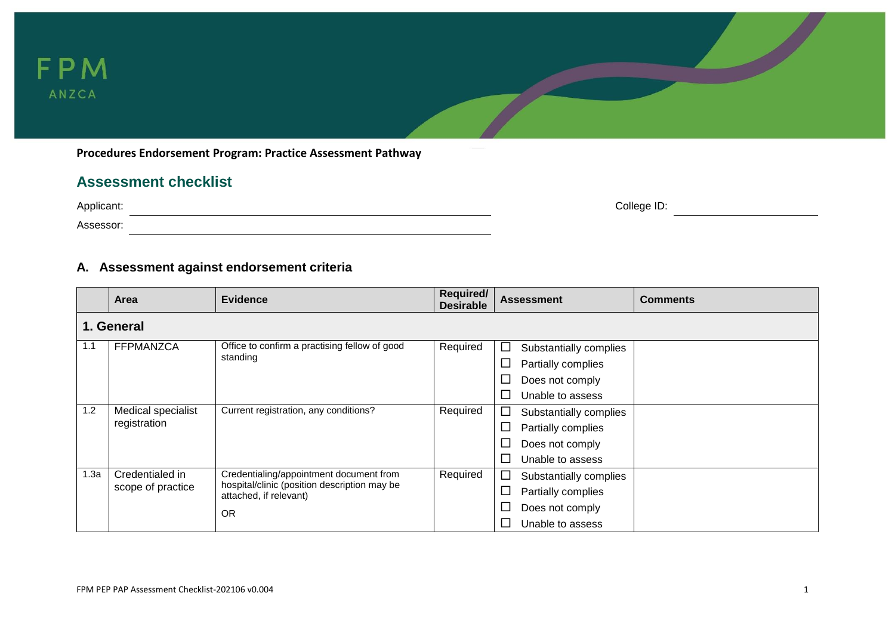FPM
ANZCA

**Procedures Endorsement Program: Practice Assessment Pathway**

## Assessment checklist

Applicant: ______________________________ College ID: ______________

Assessor: ______________________________

### A. Assessment against endorsement criteria

| | Area | Evidence | Required/ Desirable | Assessment | Comments |
|---|---|---|---|---|---|
| **1. General** | | | | | |
| 1.1 | FFPMANZCA | Office to confirm a practising fellow of good standing | Required | ☐ Substantially complies<br>☐ Partially complies<br>☐ Does not comply<br>☐ Unable to assess | |
| 1.2 | Medical specialist registration | Current registration, any conditions? | Required | ☐ Substantially complies<br>☐ Partially complies<br>☐ Does not comply<br>☐ Unable to assess | |
| 1.3a | Credentialed in scope of practice | Credentialing/appointment document from hospital/clinic (position description may be attached, if relevant)<br><br>OR | Required | ☐ Substantially complies<br>☐ Partially complies<br>☐ Does not comply<br>☐ Unable to assess | |

FPM PEP PAP Assessment Checklist-202106 v0.004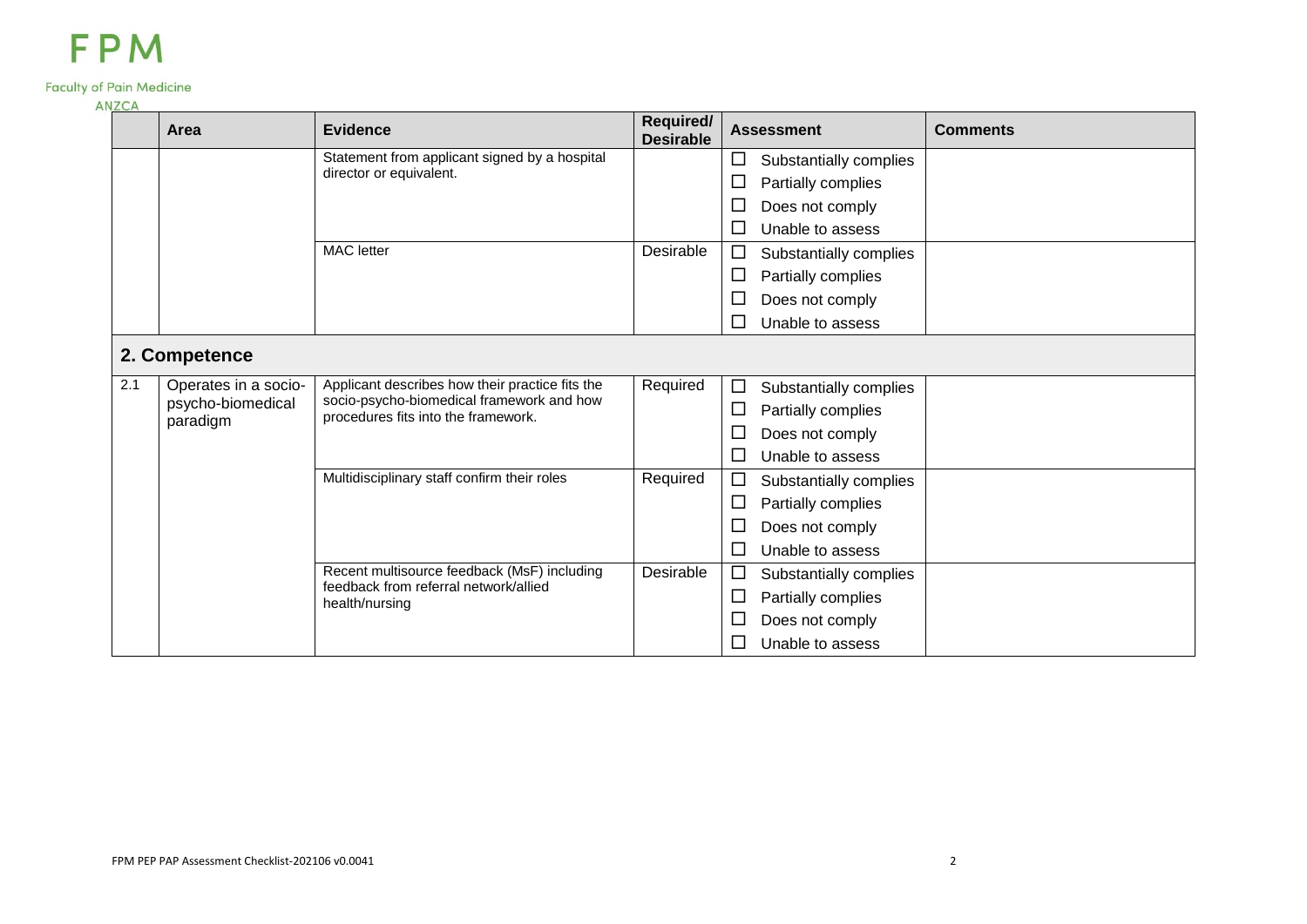|  | Area | Evidence | Required/ Desirable | Assessment | Comments |
|---|---|---|---|---|---|
|  |  | Statement from applicant signed by a hospital director or equivalent. |  | ☐ Substantially complies<br>☐ Partially complies<br>☐ Does not comply<br>☐ Unable to assess |  |
|  |  | MAC letter | Desirable | ☐ Substantially complies<br>☐ Partially complies<br>☐ Does not comply<br>☐ Unable to assess |  |
| **2. Competence** |  |  |  |  |  |
| 2.1 | Operates in a socio-psycho-biomedical paradigm | Applicant describes how their practice fits the socio-psycho-biomedical framework and how procedures fits into the framework. | Required | ☐ Substantially complies<br>☐ Partially complies<br>☐ Does not comply<br>☐ Unable to assess |  |
|  |  | Multidisciplinary staff confirm their roles | Required | ☐ Substantially complies<br>☐ Partially complies<br>☐ Does not comply<br>☐ Unable to assess |  |
|  |  | Recent multisource feedback (MsF) including feedback from referral network/allied health/nursing | Desirable | ☐ Substantially complies<br>☐ Partially complies<br>☐ Does not comply<br>☐ Unable to assess |  |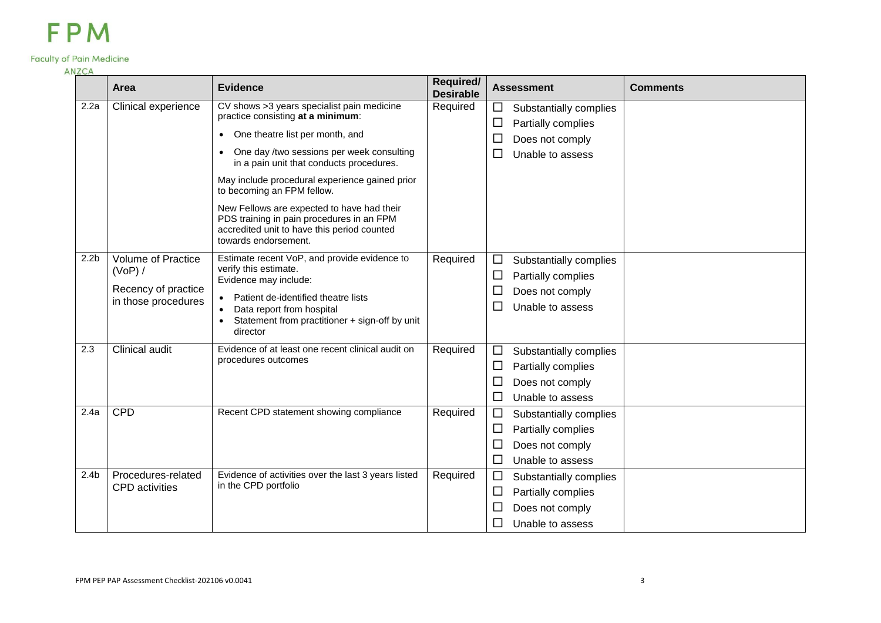| | Area | Evidence | Required/ Desirable | Assessment | Comments |
|---|---|---|---|---|---|
| 2.2a | Clinical experience | CV shows >3 years specialist pain medicine practice consisting **at a minimum**:<br>• One theatre list per month, and<br>• One day /two sessions per week consulting in a pain unit that conducts procedures.<br>May include procedural experience gained prior to becoming an FPM fellow.<br>New Fellows are expected to have had their PDS training in pain procedures in an FPM accredited unit to have this period counted towards endorsement. | Required | ☐ Substantially complies<br>☐ Partially complies<br>☐ Does not comply<br>☐ Unable to assess | |
| 2.2b | Volume of Practice (VoP) /<br>Recency of practice in those procedures | Estimate recent VoP, and provide evidence to verify this estimate.<br>Evidence may include:<br>• Patient de-identified theatre lists<br>• Data report from hospital<br>• Statement from practitioner + sign-off by unit director | Required | ☐ Substantially complies<br>☐ Partially complies<br>☐ Does not comply<br>☐ Unable to assess | |
| 2.3 | Clinical audit | Evidence of at least one recent clinical audit on procedures outcomes | Required | ☐ Substantially complies<br>☐ Partially complies<br>☐ Does not comply<br>☐ Unable to assess | |
| 2.4a | CPD | Recent CPD statement showing compliance | Required | ☐ Substantially complies<br>☐ Partially complies<br>☐ Does not comply<br>☐ Unable to assess | |
| 2.4b | Procedures-related CPD activities | Evidence of activities over the last 3 years listed in the CPD portfolio | Required | ☐ Substantially complies<br>☐ Partially complies<br>☐ Does not comply<br>☐ Unable to assess | |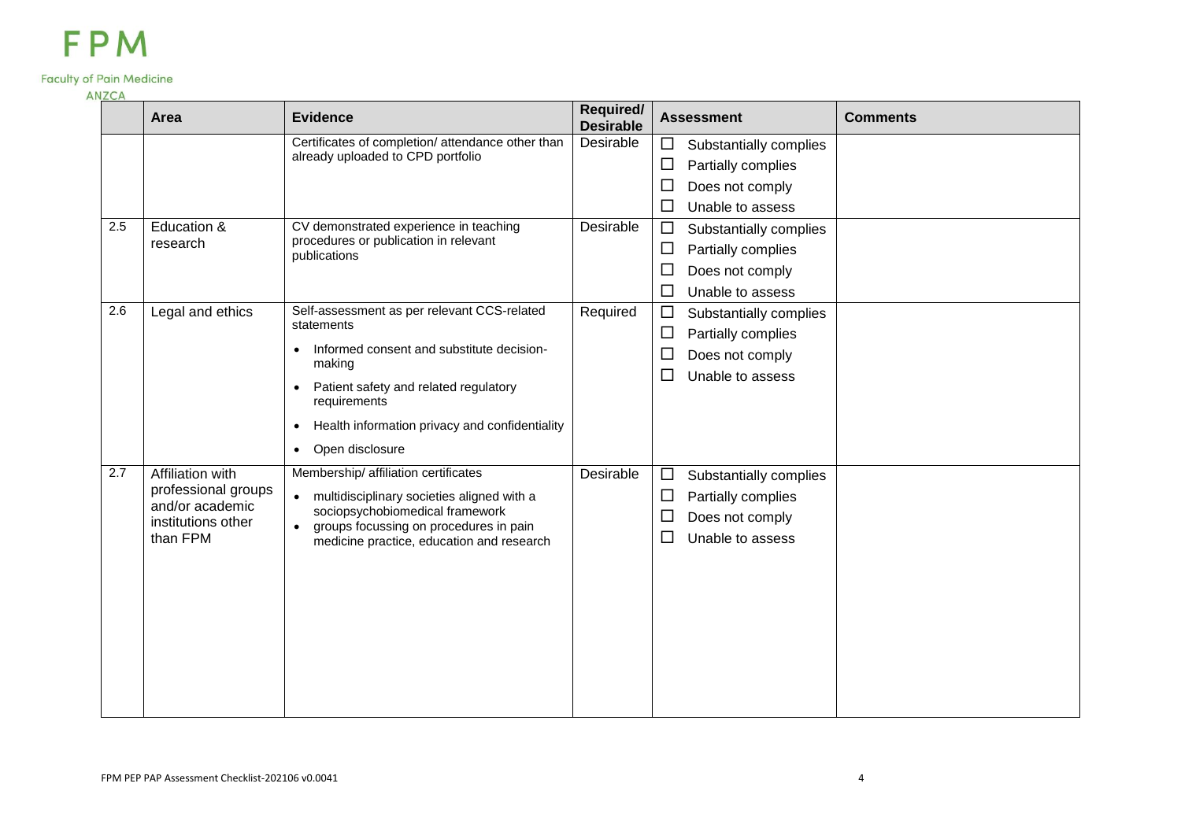|  | Area | Evidence | Required/ Desirable | Assessment | Comments |
|---|---|---|---|---|---|
|  |  | Certificates of completion/ attendance other than already uploaded to CPD portfolio | Desirable | ☐ Substantially complies<br>☐ Partially complies<br>☐ Does not comply<br>☐ Unable to assess |  |
| 2.5 | Education & research | CV demonstrated experience in teaching procedures or publication in relevant publications | Desirable | ☐ Substantially complies<br>☐ Partially complies<br>☐ Does not comply<br>☐ Unable to assess |  |
| 2.6 | Legal and ethics | Self-assessment as per relevant CCS-related statements<br>• Informed consent and substitute decision-making<br>• Patient safety and related regulatory requirements<br>• Health information privacy and confidentiality<br>• Open disclosure | Required | ☐ Substantially complies<br>☐ Partially complies<br>☐ Does not comply<br>☐ Unable to assess |  |
| 2.7 | Affiliation with professional groups and/or academic institutions other than FPM | Membership/ affiliation certificates<br>• multidisciplinary societies aligned with a sociopsychobiomedical framework<br>• groups focussing on procedures in pain medicine practice, education and research | Desirable | ☐ Substantially complies<br>☐ Partially complies<br>☐ Does not comply<br>☐ Unable to assess |  |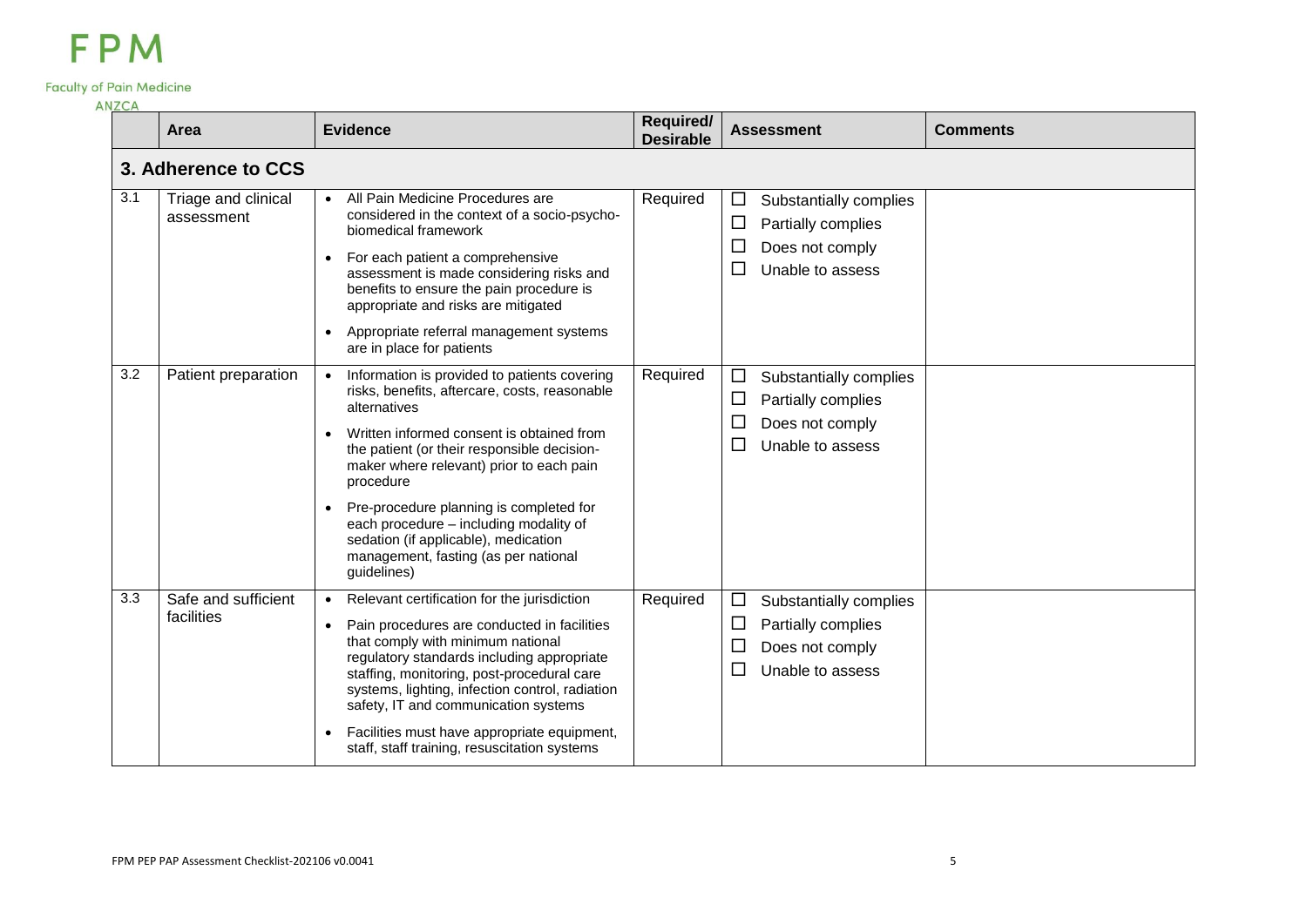| | Area | Evidence | Required/ Desirable | Assessment | Comments |
|---|---|---|---|---|---|
| **3. Adherence to CCS** | | | | | |
| 3.1 | Triage and clinical assessment | • All Pain Medicine Procedures are considered in the context of a socio-psycho-biomedical framework<br>• For each patient a comprehensive assessment is made considering risks and benefits to ensure the pain procedure is appropriate and risks are mitigated<br>• Appropriate referral management systems are in place for patients | Required | ☐ Substantially complies<br>☐ Partially complies<br>☐ Does not comply<br>☐ Unable to assess | |
| 3.2 | Patient preparation | • Information is provided to patients covering risks, benefits, aftercare, costs, reasonable alternatives<br>• Written informed consent is obtained from the patient (or their responsible decision-maker where relevant) prior to each pain procedure<br>• Pre-procedure planning is completed for each procedure – including modality of sedation (if applicable), medication management, fasting (as per national guidelines) | Required | ☐ Substantially complies<br>☐ Partially complies<br>☐ Does not comply<br>☐ Unable to assess | |
| 3.3 | Safe and sufficient facilities | • Relevant certification for the jurisdiction<br>• Pain procedures are conducted in facilities that comply with minimum national regulatory standards including appropriate staffing, monitoring, post-procedural care systems, lighting, infection control, radiation safety, IT and communication systems<br>• Facilities must have appropriate equipment, staff, staff training, resuscitation systems | Required | ☐ Substantially complies<br>☐ Partially complies<br>☐ Does not comply<br>☐ Unable to assess | |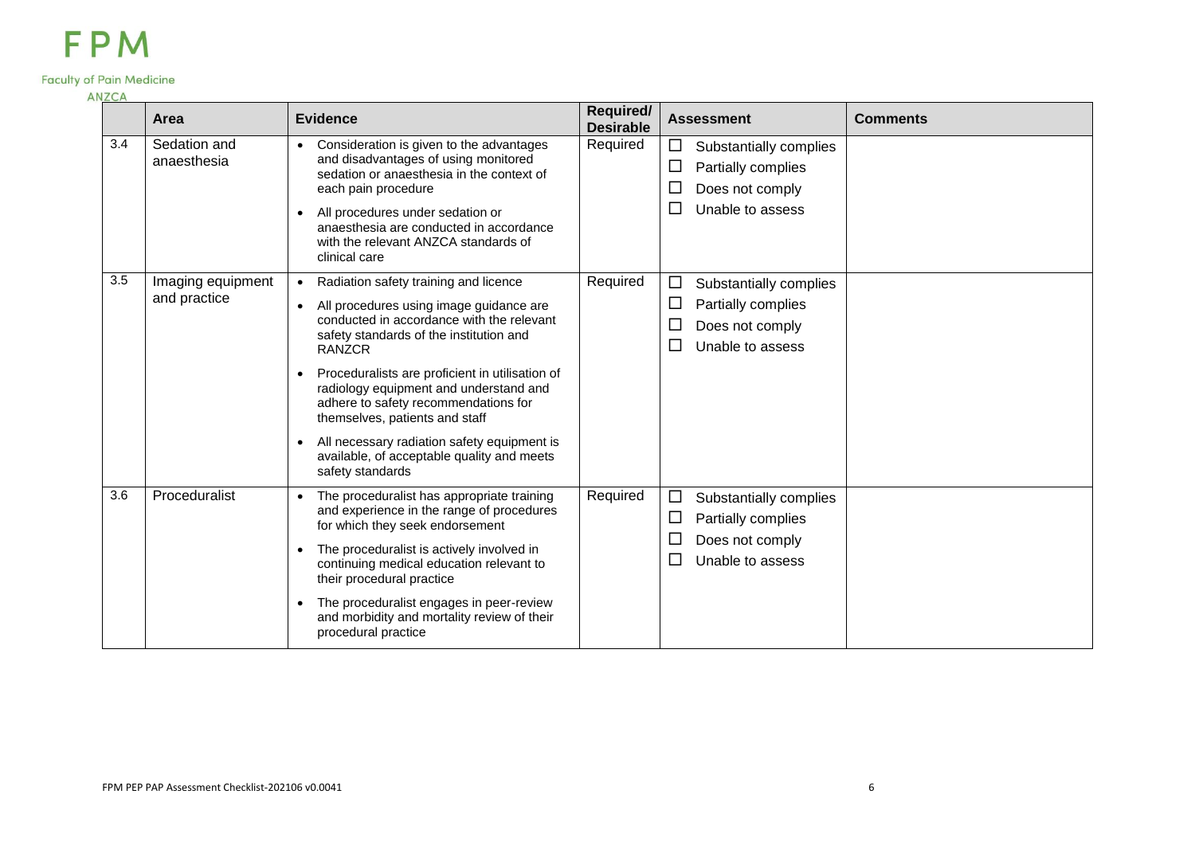| | Area | Evidence | Required/ Desirable | Assessment | Comments |
|---|---|---|---|---|---|
| 3.4 | Sedation and anaesthesia | • Consideration is given to the advantages and disadvantages of using monitored sedation or anaesthesia in the context of each pain procedure<br>• All procedures under sedation or anaesthesia are conducted in accordance with the relevant ANZCA standards of clinical care | Required | ☐ Substantially complies<br>☐ Partially complies<br>☐ Does not comply<br>☐ Unable to assess | |
| 3.5 | Imaging equipment and practice | • Radiation safety training and licence<br>• All procedures using image guidance are conducted in accordance with the relevant safety standards of the institution and RANZCR<br>• Proceduralists are proficient in utilisation of radiology equipment and understand and adhere to safety recommendations for themselves, patients and staff<br>• All necessary radiation safety equipment is available, of acceptable quality and meets safety standards | Required | ☐ Substantially complies<br>☐ Partially complies<br>☐ Does not comply<br>☐ Unable to assess | |
| 3.6 | Proceduralist | • The proceduralist has appropriate training and experience in the range of procedures for which they seek endorsement<br>• The proceduralist is actively involved in continuing medical education relevant to their procedural practice<br>• The proceduralist engages in peer-review and morbidity and mortality review of their procedural practice | Required | ☐ Substantially complies<br>☐ Partially complies<br>☐ Does not comply<br>☐ Unable to assess | |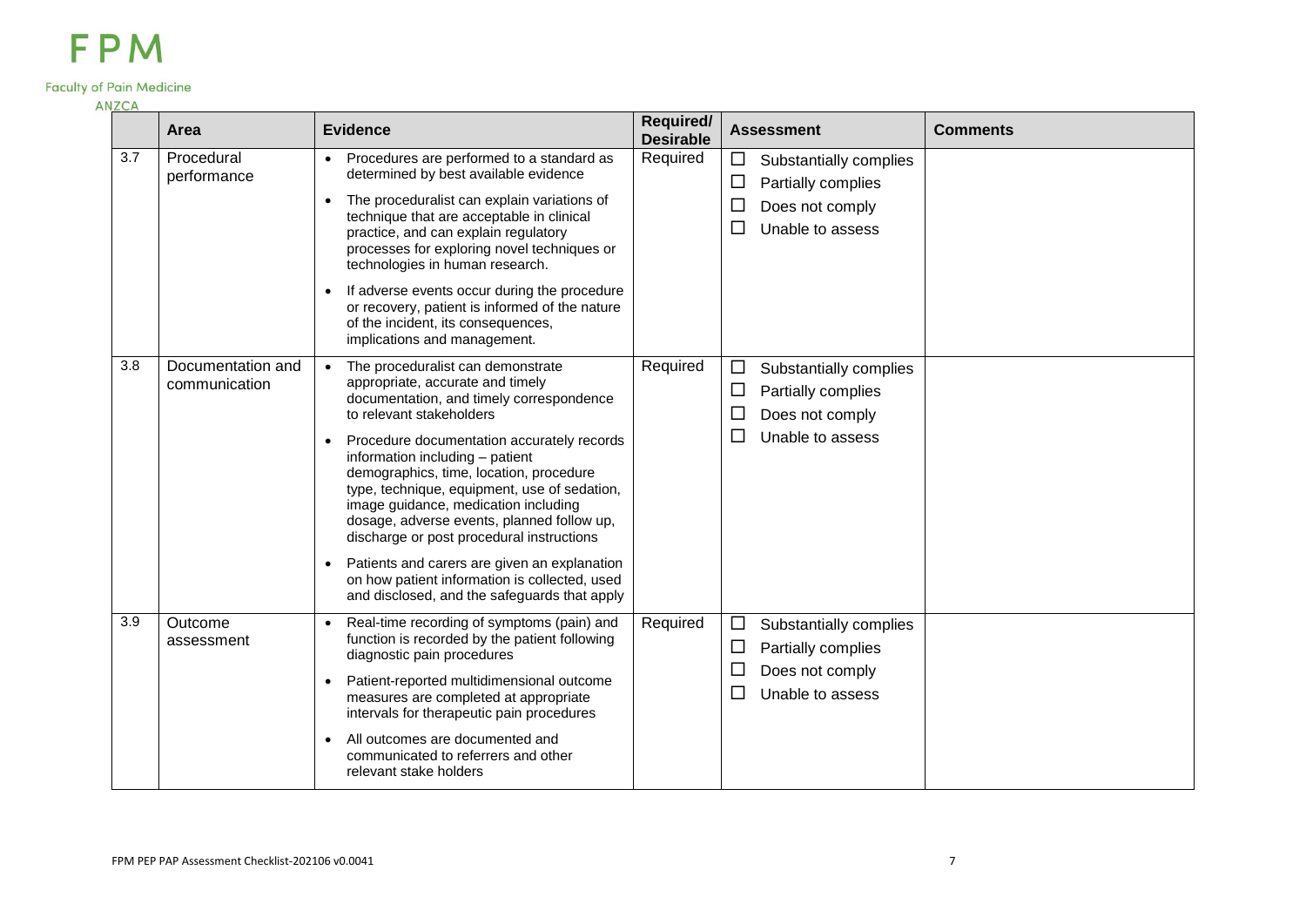| | Area | Evidence | Required/ Desirable | Assessment | Comments |
|---|---|---|---|---|---|
| 3.7 | Procedural performance | • Procedures are performed to a standard as determined by best available evidence<br>• The proceduralist can explain variations of technique that are acceptable in clinical practice, and can explain regulatory processes for exploring novel techniques or technologies in human research.<br>• If adverse events occur during the procedure or recovery, patient is informed of the nature of the incident, its consequences, implications and management. | Required | ☐ Substantially complies<br>☐ Partially complies<br>☐ Does not comply<br>☐ Unable to assess | |
| 3.8 | Documentation and communication | • The proceduralist can demonstrate appropriate, accurate and timely documentation, and timely correspondence to relevant stakeholders<br>• Procedure documentation accurately records information including – patient demographics, time, location, procedure type, technique, equipment, use of sedation, image guidance, medication including dosage, adverse events, planned follow up, discharge or post procedural instructions<br>• Patients and carers are given an explanation on how patient information is collected, used and disclosed, and the safeguards that apply | Required | ☐ Substantially complies<br>☐ Partially complies<br>☐ Does not comply<br>☐ Unable to assess | |
| 3.9 | Outcome assessment | • Real-time recording of symptoms (pain) and function is recorded by the patient following diagnostic pain procedures<br>• Patient-reported multidimensional outcome measures are completed at appropriate intervals for therapeutic pain procedures<br>• All outcomes are documented and communicated to referrers and other relevant stake holders | Required | ☐ Substantially complies<br>☐ Partially complies<br>☐ Does not comply<br>☐ Unable to assess | |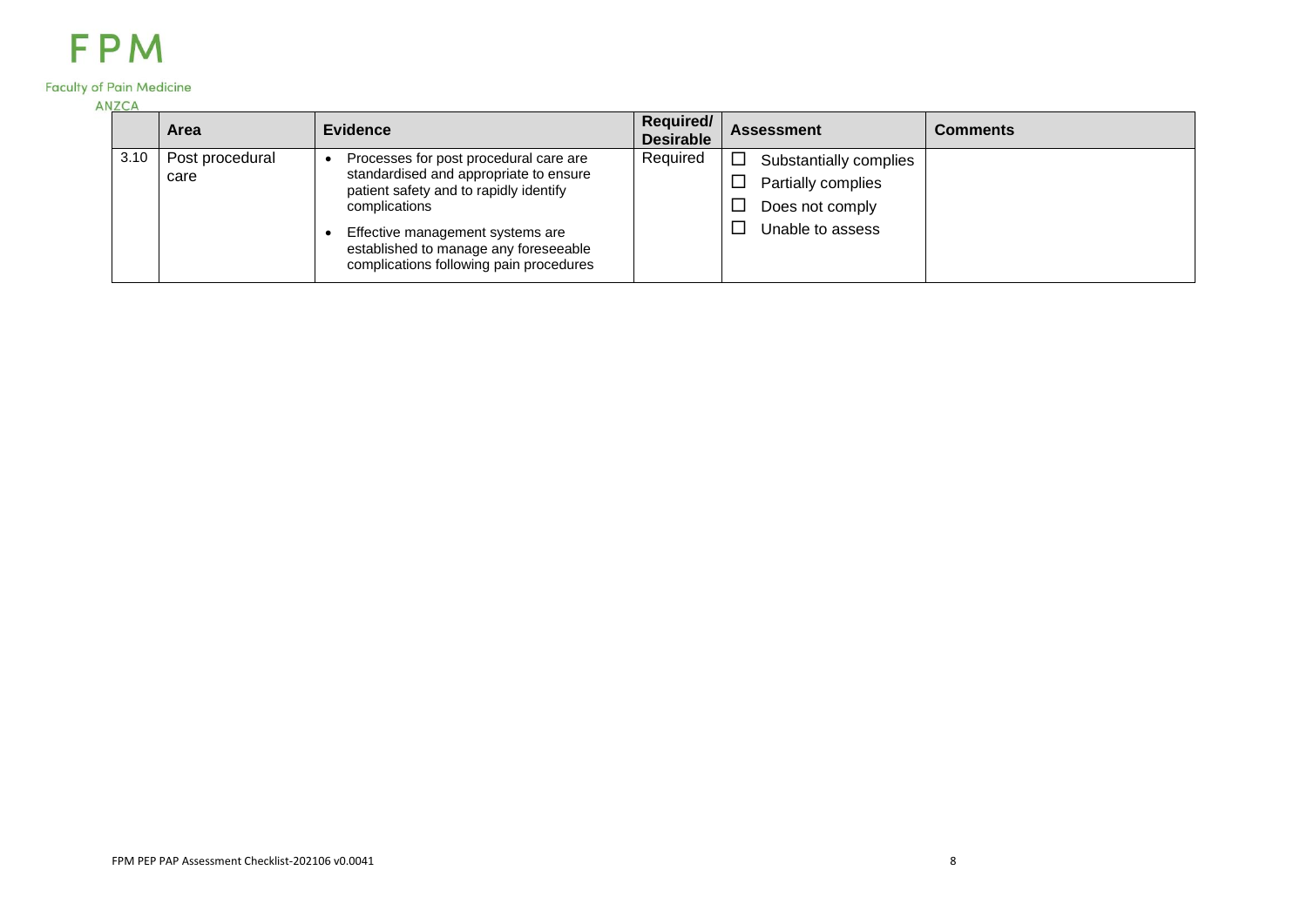|  | Area | Evidence | Required/ Desirable | Assessment | Comments |
|---|---|---|---|---|---|
| 3.10 | Post procedural care | • Processes for post procedural care are standardised and appropriate to ensure patient safety and to rapidly identify complications<br>• Effective management systems are established to manage any foreseeable complications following pain procedures | Required | ☐ Substantially complies<br>☐ Partially complies<br>☐ Does not comply<br>☐ Unable to assess |  |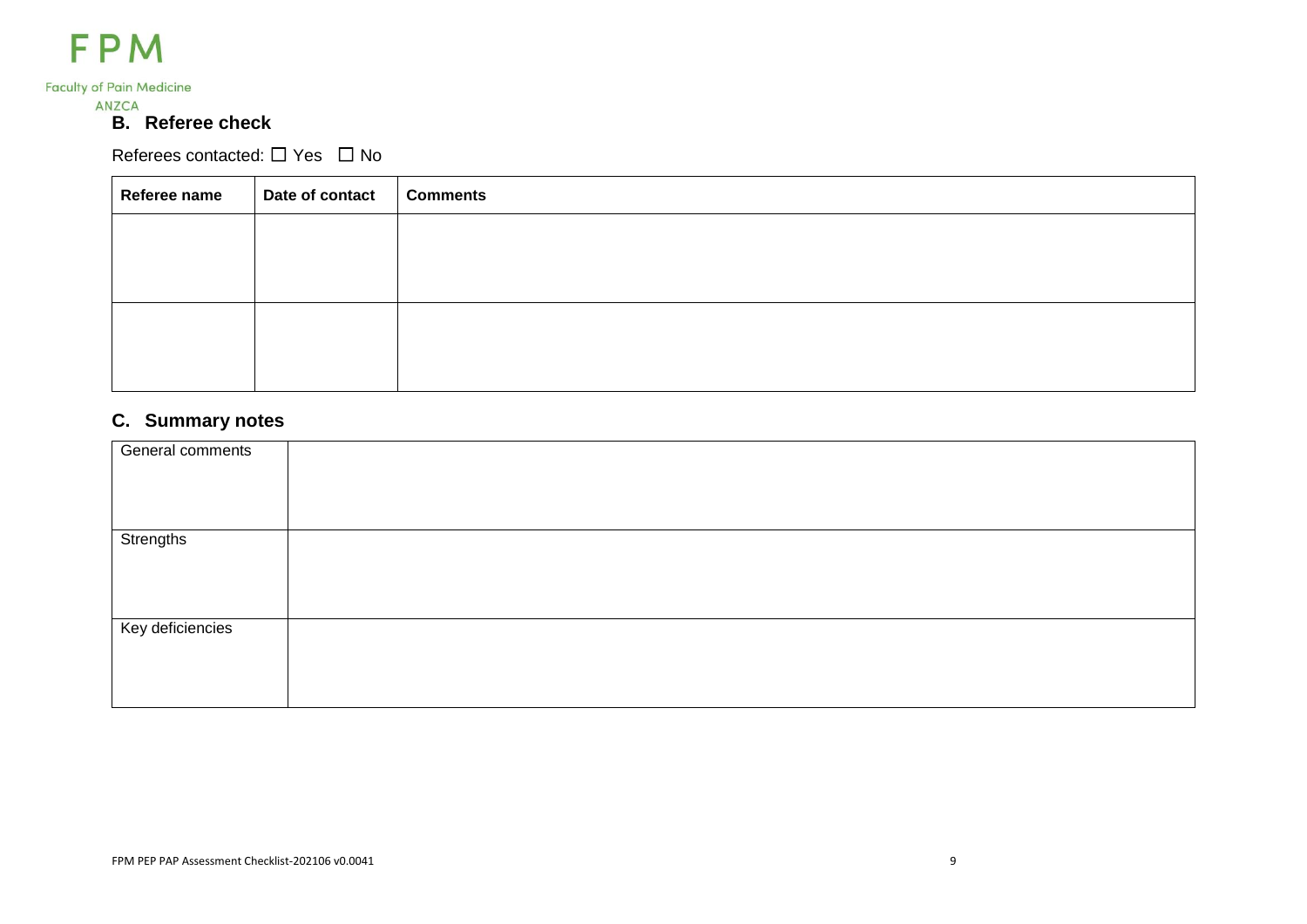## B. Referee check

Referees contacted: ☐ Yes ☐ No

| Referee name | Date of contact | Comments |
|---|---|---|
| | | |
| | | |

## C. Summary notes

| General comments | |
|---|---|
| Strengths | |
| Key deficiencies | |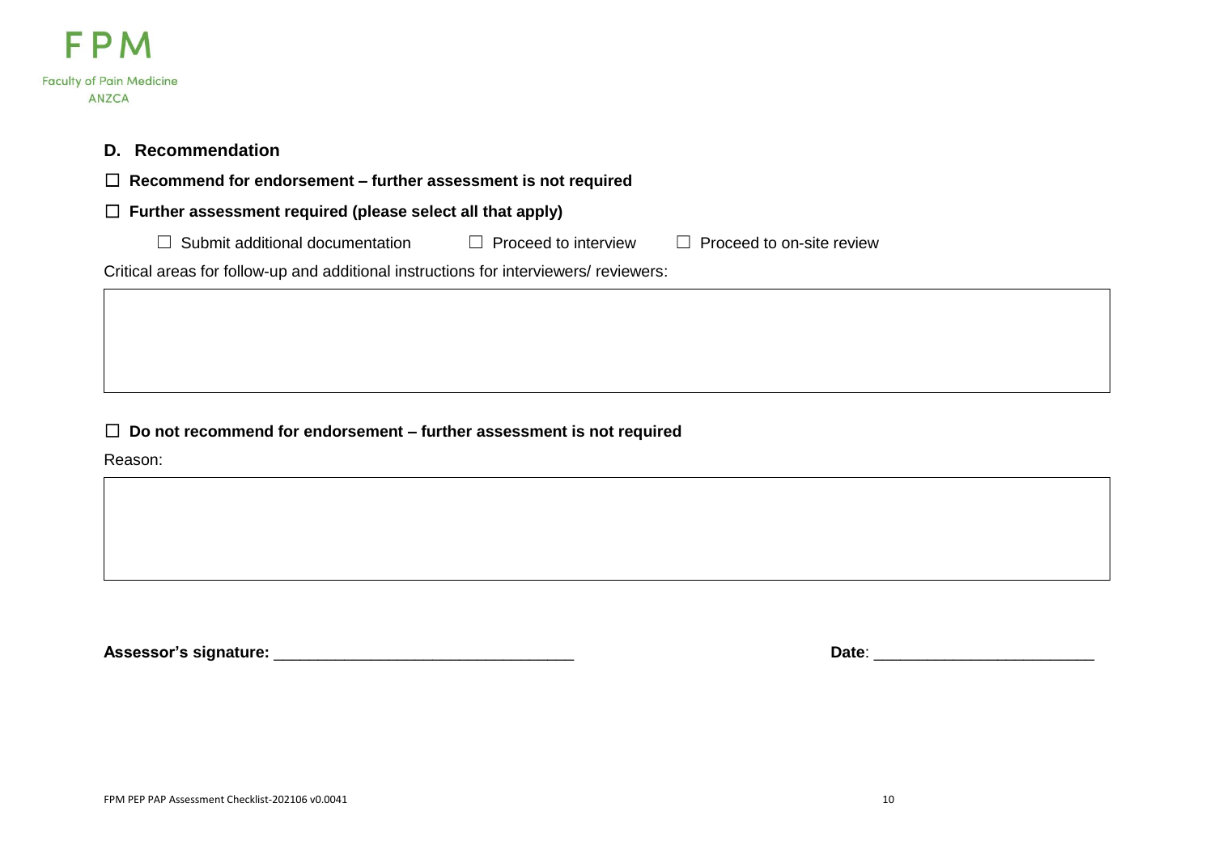## D. Recommendation

☐ **Recommend for endorsement – further assessment is not required**

☐ **Further assessment required (please select all that apply)**

☐ Submit additional documentation ☐ Proceed to interview ☐ Proceed to on-site review

Critical areas for follow-up and additional instructions for interviewers/ reviewers:

| |
|---|
| |

☐ **Do not recommend for endorsement – further assessment is not required**

Reason:

| |
|---|
| |

**Assessor's signature:** _________________________________ **Date**: ________________________

FPM PEP PAP Assessment Checklist-202106 v0.0041